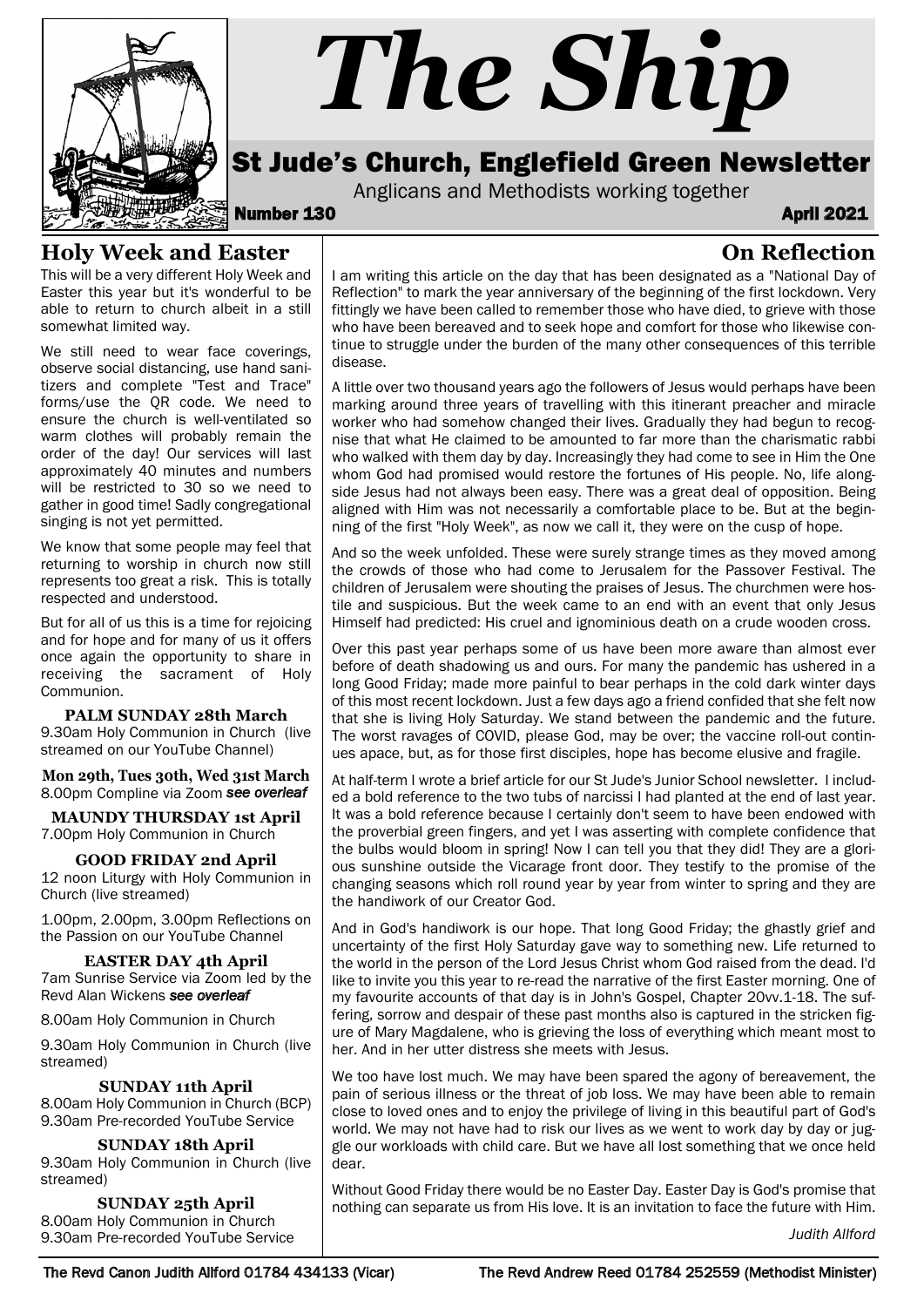# The Ship

## St Jude's Church, Englefield Green Newsletter

Anglicans and Methodists working together

**Number 130** **April 2021**

## Holy Week and Easter

This will be a very different Holy Week and Easter this year but it's wonderful to be able to return to church albeit in a still somewhat limited way.

We still need to wear face coverings, observe social distancing, use hand sanitizers and complete "Test and Trace" forms/use the QR code. We need to ensure the church is well-ventilated so warm clothes will probably remain the order of the day! Our services will last approximately 40 minutes and numbers will be restricted to 30 so we need to gather in good time! Sadly congregational singing is not yet permitted.

We know that some people may feel that returning to worship in church now still represents too great a risk. This is totally respected and understood.

But for all of us this is a time for rejoicing and for hope and for many of us it offers once again the opportunity to share in receiving the sacrament of Holy Communion.

**PALM SUNDAY 28th March**
9.30am Holy Communion in Church (live streamed on our YouTube Channel)

**Mon 29th, Tues 30th, Wed 31st March**
8.00pm Compline via Zoom *see overleaf*

**MAUNDY THURSDAY 1st April**
7.00pm Holy Communion in Church

**GOOD FRIDAY 2nd April**
12 noon Liturgy with Holy Communion in Church (live streamed)

1.00pm, 2.00pm, 3.00pm Reflections on the Passion on our YouTube Channel

**EASTER DAY 4th April**
7am Sunrise Service via Zoom led by the Revd Alan Wickens *see overleaf*

8.00am Holy Communion in Church

9.30am Holy Communion in Church (live streamed)

**SUNDAY 11th April**
8.00am Holy Communion in Church (BCP)
9.30am Pre-recorded YouTube Service

**SUNDAY 18th April**
9.30am Holy Communion in Church (live streamed)

**SUNDAY 25th April**
8.00am Holy Communion in Church
9.30am Pre-recorded YouTube Service

## On Reflection

I am writing this article on the day that has been designated as a "National Day of Reflection" to mark the year anniversary of the beginning of the first lockdown. Very fittingly we have been called to remember those who have died, to grieve with those who have been bereaved and to seek hope and comfort for those who likewise continue to struggle under the burden of the many other consequences of this terrible disease.

A little over two thousand years ago the followers of Jesus would perhaps have been marking around three years of travelling with this itinerant preacher and miracle worker who had somehow changed their lives. Gradually they had begun to recognise that what He claimed to be amounted to far more than the charismatic rabbi who walked with them day by day. Increasingly they had come to see in Him the One whom God had promised would restore the fortunes of His people. No, life alongside Jesus had not always been easy. There was a great deal of opposition. Being aligned with Him was not necessarily a comfortable place to be. But at the beginning of the first "Holy Week", as now we call it, they were on the cusp of hope.

And so the week unfolded. These were surely strange times as they moved among the crowds of those who had come to Jerusalem for the Passover Festival. The children of Jerusalem were shouting the praises of Jesus. The churchmen were hostile and suspicious. But the week came to an end with an event that only Jesus Himself had predicted: His cruel and ignominious death on a crude wooden cross.

Over this past year perhaps some of us have been more aware than almost ever before of death shadowing us and ours. For many the pandemic has ushered in a long Good Friday; made more painful to bear perhaps in the cold dark winter days of this most recent lockdown. Just a few days ago a friend confided that she felt now that she is living Holy Saturday. We stand between the pandemic and the future. The worst ravages of COVID, please God, may be over; the vaccine roll-out continues apace, but, as for those first disciples, hope has become elusive and fragile.

At half-term I wrote a brief article for our St Jude's Junior School newsletter. I included a bold reference to the two tubs of narcissi I had planted at the end of last year. It was a bold reference because I certainly don't seem to have been endowed with the proverbial green fingers, and yet I was asserting with complete confidence that the bulbs would bloom in spring! Now I can tell you that they did! They are a glorious sunshine outside the Vicarage front door. They testify to the promise of the changing seasons which roll round year by year from winter to spring and they are the handiwork of our Creator God.

And in God's handiwork is our hope. That long Good Friday; the ghastly grief and uncertainty of the first Holy Saturday gave way to something new. Life returned to the world in the person of the Lord Jesus Christ whom God raised from the dead. I'd like to invite you this year to re-read the narrative of the first Easter morning. One of my favourite accounts of that day is in John's Gospel, Chapter 20vv.1-18. The suffering, sorrow and despair of these past months also is captured in the stricken figure of Mary Magdalene, who is grieving the loss of everything which meant most to her. And in her utter distress she meets with Jesus.

We too have lost much. We may have been spared the agony of bereavement, the pain of serious illness or the threat of job loss. We may have been able to remain close to loved ones and to enjoy the privilege of living in this beautiful part of God's world. We may not have had to risk our lives as we went to work day by day or juggle our workloads with child care. But we have all lost something that we once held dear.

Without Good Friday there would be no Easter Day. Easter Day is God's promise that nothing can separate us from His love. It is an invitation to face the future with Him.

*Judith Allford*

The Revd Canon Judith Allford 01784 434133 (Vicar) The Revd Andrew Reed 01784 252559 (Methodist Minister)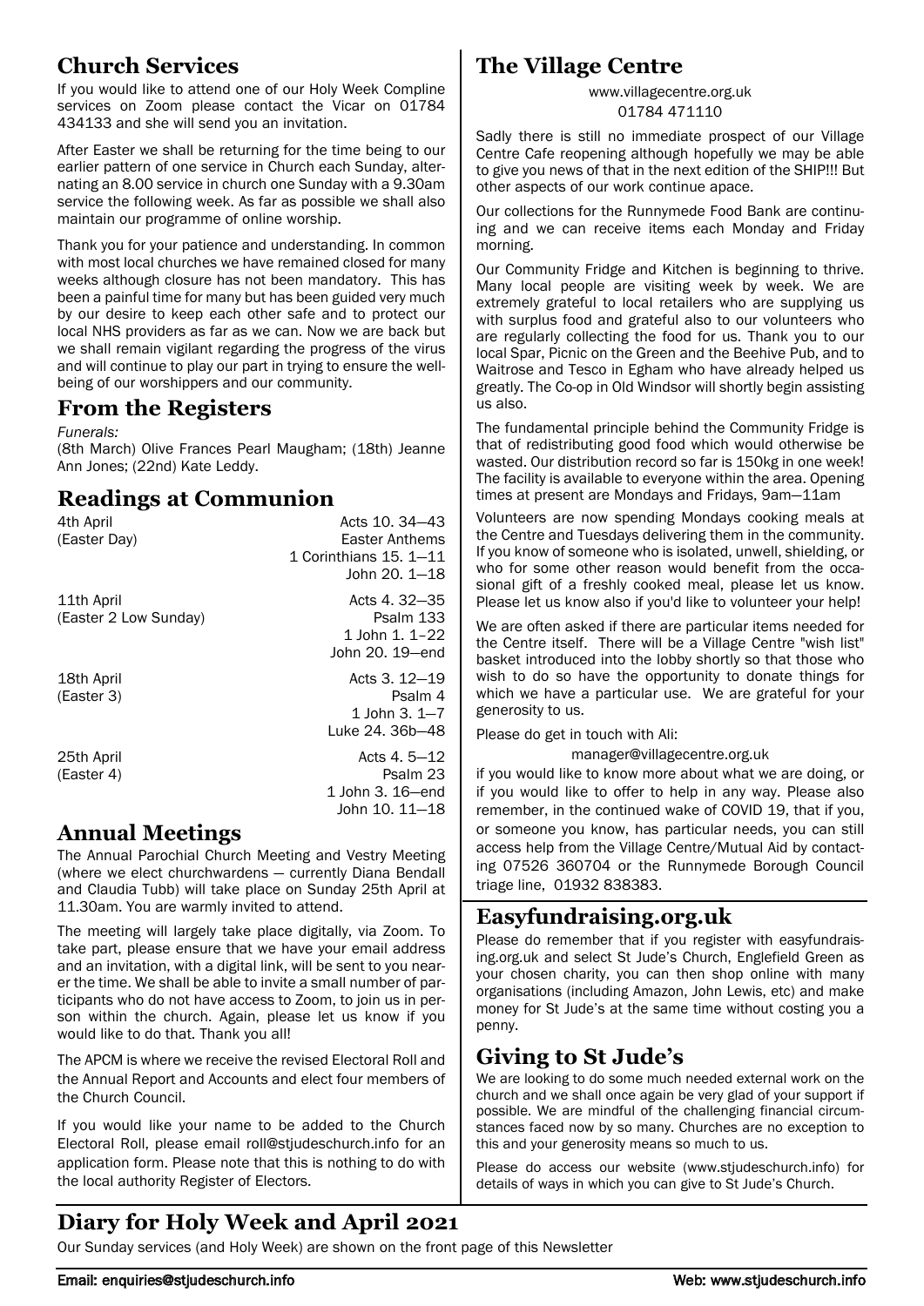## Church Services

If you would like to attend one of our Holy Week Compline services on Zoom please contact the Vicar on 01784 434133 and she will send you an invitation.

After Easter we shall be returning for the time being to our earlier pattern of one service in Church each Sunday, alternating an 8.00 service in church one Sunday with a 9.30am service the following week. As far as possible we shall also maintain our programme of online worship.

Thank you for your patience and understanding. In common with most local churches we have remained closed for many weeks although closure has not been mandatory. This has been a painful time for many but has been guided very much by our desire to keep each other safe and to protect our local NHS providers as far as we can. Now we are back but we shall remain vigilant regarding the progress of the virus and will continue to play our part in trying to ensure the wellbeing of our worshippers and our community.

## From the Registers

*Funerals:*
(8th March) Olive Frances Pearl Maugham; (18th) Jeanne Ann Jones; (22nd) Kate Leddy.

## Readings at Communion

| | |
|---|---|
| 4th April (Easter Day) | Acts 10. 34—43<br>Easter Anthems<br>1 Corinthians 15. 1—11<br>John 20. 1—18 |
| 11th April (Easter 2 Low Sunday) | Acts 4. 32—35<br>Psalm 133<br>1 John 1. 1–22<br>John 20. 19—end |
| 18th April (Easter 3) | Acts 3. 12—19<br>Psalm 4<br>1 John 3. 1—7<br>Luke 24. 36b—48 |
| 25th April (Easter 4) | Acts 4. 5—12<br>Psalm 23<br>1 John 3. 16—end<br>John 10. 11—18 |

## Annual Meetings

The Annual Parochial Church Meeting and Vestry Meeting (where we elect churchwardens — currently Diana Bendall and Claudia Tubb) will take place on Sunday 25th April at 11.30am. You are warmly invited to attend.

The meeting will largely take place digitally, via Zoom. To take part, please ensure that we have your email address and an invitation, with a digital link, will be sent to you nearer the time. We shall be able to invite a small number of participants who do not have access to Zoom, to join us in person within the church. Again, please let us know if you would like to do that. Thank you all!

The APCM is where we receive the revised Electoral Roll and the Annual Report and Accounts and elect four members of the Church Council.

If you would like your name to be added to the Church Electoral Roll, please email roll@stjudeschurch.info for an application form. Please note that this is nothing to do with the local authority Register of Electors.

## The Village Centre

www.villagecentre.org.uk
01784 471110

Sadly there is still no immediate prospect of our Village Centre Cafe reopening although hopefully we may be able to give you news of that in the next edition of the SHIP!!! But other aspects of our work continue apace.

Our collections for the Runnymede Food Bank are continuing and we can receive items each Monday and Friday morning.

Our Community Fridge and Kitchen is beginning to thrive. Many local people are visiting week by week. We are extremely grateful to local retailers who are supplying us with surplus food and grateful also to our volunteers who are regularly collecting the food for us. Thank you to our local Spar, Picnic on the Green and the Beehive Pub, and to Waitrose and Tesco in Egham who have already helped us greatly. The Co-op in Old Windsor will shortly begin assisting us also.

The fundamental principle behind the Community Fridge is that of redistributing good food which would otherwise be wasted. Our distribution record so far is 150kg in one week! The facility is available to everyone within the area. Opening times at present are Mondays and Fridays, 9am—11am

Volunteers are now spending Mondays cooking meals at the Centre and Tuesdays delivering them in the community. If you know of someone who is isolated, unwell, shielding, or who for some other reason would benefit from the occasional gift of a freshly cooked meal, please let us know. Please let us know also if you'd like to volunteer your help!

We are often asked if there are particular items needed for the Centre itself. There will be a Village Centre "wish list" basket introduced into the lobby shortly so that those who wish to do so have the opportunity to donate things for which we have a particular use. We are grateful for your generosity to us.

Please do get in touch with Ali:

manager@villagecentre.org.uk

if you would like to know more about what we are doing, or if you would like to offer to help in any way. Please also remember, in the continued wake of COVID 19, that if you, or someone you know, has particular needs, you can still access help from the Village Centre/Mutual Aid by contacting 07526 360704 or the Runnymede Borough Council triage line, 01932 838383.

## Easyfundraising.org.uk

Please do remember that if you register with easyfundraising.org.uk and select St Jude's Church, Englefield Green as your chosen charity, you can then shop online with many organisations (including Amazon, John Lewis, etc) and make money for St Jude's at the same time without costing you a penny.

## Giving to St Jude's

We are looking to do some much needed external work on the church and we shall once again be very glad of your support if possible. We are mindful of the challenging financial circumstances faced now by so many. Churches are no exception to this and your generosity means so much to us.

Please do access our website (www.stjudeschurch.info) for details of ways in which you can give to St Jude's Church.

## Diary for Holy Week and April 2021

Our Sunday services (and Holy Week) are shown on the front page of this Newsletter

Email: enquiries@stjudeschurch.info Web: www.stjudeschurch.info